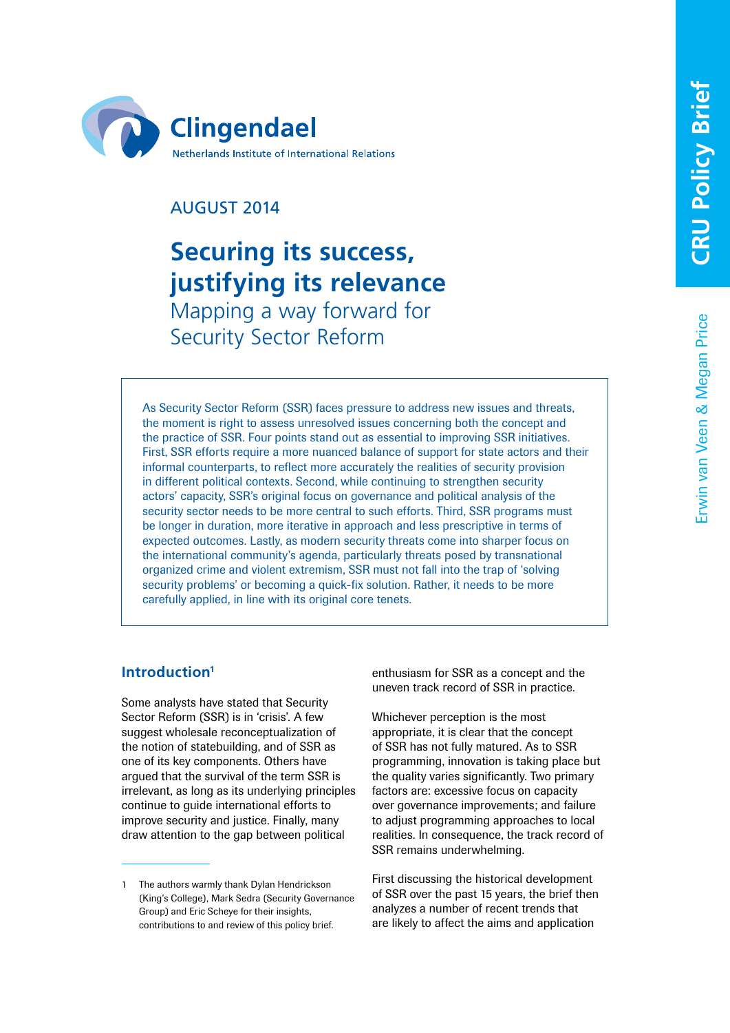Clingendael

Netherlands Institute of International Relations

CRU Policy Brief

AUGUST 2014

# Securing its success, justifying its relevance

## Mapping a way forward for Security Sector Reform

Erwin van Veen & Megan Price

As Security Sector Reform (SSR) faces pressure to address new issues and threats, the moment is right to assess unresolved issues concerning both the concept and the practice of SSR. Four points stand out as essential to improving SSR initiatives. First, SSR efforts require a more nuanced balance of support for state actors and their informal counterparts, to reflect more accurately the realities of security provision in different political contexts. Second, while continuing to strengthen security actors' capacity, SSR's original focus on governance and political analysis of the security sector needs to be more central to such efforts. Third, SSR programs must be longer in duration, more iterative in approach and less prescriptive in terms of expected outcomes. Lastly, as modern security threats come into sharper focus on the international community's agenda, particularly threats posed by transnational organized crime and violent extremism, SSR must not fall into the trap of 'solving security problems' or becoming a quick-fix solution. Rather, it needs to be more carefully applied, in line with its original core tenets.

## Introduction[1]

Some analysts have stated that Security Sector Reform (SSR) is in 'crisis'. A few suggest wholesale reconceptualization of the notion of statebuilding, and of SSR as one of its key components. Others have argued that the survival of the term SSR is irrelevant, as long as its underlying principles continue to guide international efforts to improve security and justice. Finally, many draw attention to the gap between political enthusiasm for SSR as a concept and the uneven track record of SSR in practice.

Whichever perception is the most appropriate, it is clear that the concept of SSR has not fully matured. As to SSR programming, innovation is taking place but the quality varies significantly. Two primary factors are: excessive focus on capacity over governance improvements; and failure to adjust programming approaches to local realities. In consequence, the track record of SSR remains underwhelming.

First discussing the historical development of SSR over the past 15 years, the brief then analyzes a number of recent trends that are likely to affect the aims and application

1 The authors warmly thank Dylan Hendrickson (King's College), Mark Sedra (Security Governance Group) and Eric Scheye for their insights, contributions to and review of this policy brief.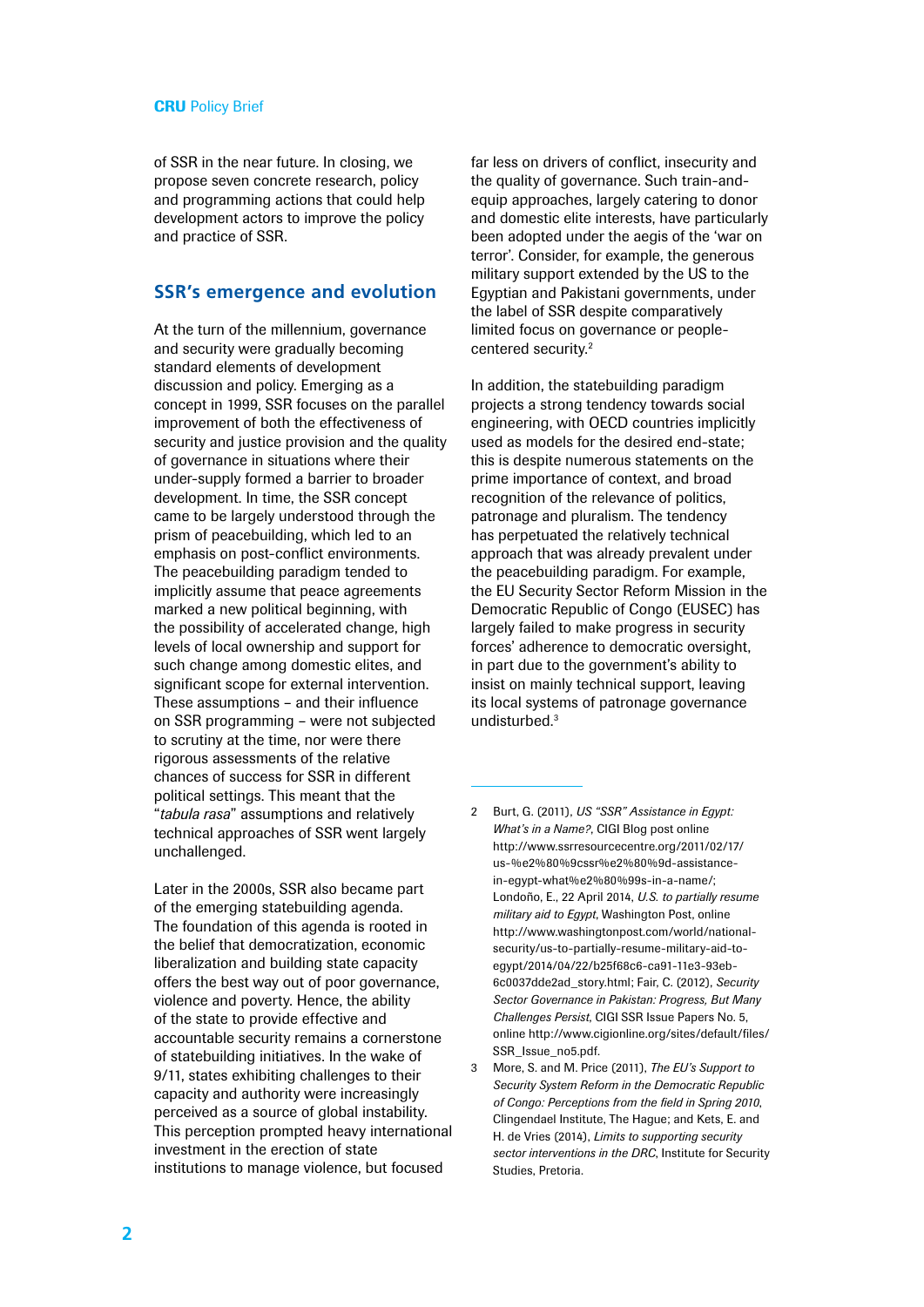of SSR in the near future. In closing, we propose seven concrete research, policy and programming actions that could help development actors to improve the policy and practice of SSR.

## SSR's emergence and evolution

At the turn of the millennium, governance and security were gradually becoming standard elements of development discussion and policy. Emerging as a concept in 1999, SSR focuses on the parallel improvement of both the effectiveness of security and justice provision and the quality of governance in situations where their under-supply formed a barrier to broader development. In time, the SSR concept came to be largely understood through the prism of peacebuilding, which led to an emphasis on post-conflict environments. The peacebuilding paradigm tended to implicitly assume that peace agreements marked a new political beginning, with the possibility of accelerated change, high levels of local ownership and support for such change among domestic elites, and significant scope for external intervention. These assumptions – and their influence on SSR programming – were not subjected to scrutiny at the time, nor were there rigorous assessments of the relative chances of success for SSR in different political settings. This meant that the "*tabula rasa*" assumptions and relatively technical approaches of SSR went largely unchallenged.

Later in the 2000s, SSR also became part of the emerging statebuilding agenda. The foundation of this agenda is rooted in the belief that democratization, economic liberalization and building state capacity offers the best way out of poor governance, violence and poverty. Hence, the ability of the state to provide effective and accountable security remains a cornerstone of statebuilding initiatives. In the wake of 9/11, states exhibiting challenges to their capacity and authority were increasingly perceived as a source of global instability. This perception prompted heavy international investment in the erection of state institutions to manage violence, but focused far less on drivers of conflict, insecurity and the quality of governance. Such train-and-equip approaches, largely catering to donor and domestic elite interests, have particularly been adopted under the aegis of the 'war on terror'. Consider, for example, the generous military support extended by the US to the Egyptian and Pakistani governments, under the label of SSR despite comparatively limited focus on governance or people-centered security.[2]

In addition, the statebuilding paradigm projects a strong tendency towards social engineering, with OECD countries implicitly used as models for the desired end-state; this is despite numerous statements on the prime importance of context, and broad recognition of the relevance of politics, patronage and pluralism. The tendency has perpetuated the relatively technical approach that was already prevalent under the peacebuilding paradigm. For example, the EU Security Sector Reform Mission in the Democratic Republic of Congo (EUSEC) has largely failed to make progress in security forces' adherence to democratic oversight, in part due to the government's ability to insist on mainly technical support, leaving its local systems of patronage governance undisturbed.[3]

---

2 Burt, G. (2011), *US "SSR" Assistance in Egypt: What's in a Name?*, CIGI Blog post online http://www.ssrresourcecentre.org/2011/02/17/us-%e2%80%9cssr%e2%80%9d-assistance-in-egypt-what%e2%80%99s-in-a-name/; Londoño, E., 22 April 2014, *U.S. to partially resume military aid to Egypt*, Washington Post, online http://www.washingtonpost.com/world/national-security/us-to-partially-resume-military-aid-to-egypt/2014/04/22/b25f68c6-ca91-11e3-93eb-6c0037dde2ad_story.html; Fair, C. (2012), *Security Sector Governance in Pakistan: Progress, But Many Challenges Persist*, CIGI SSR Issue Papers No. 5, online http://www.cigionline.org/sites/default/files/SSR_Issue_no5.pdf.

3 More, S. and M. Price (2011), *The EU's Support to Security System Reform in the Democratic Republic of Congo: Perceptions from the field in Spring 2010*, Clingendael Institute, The Hague; and Kets, E. and H. de Vries (2014), *Limits to supporting security sector interventions in the DRC*, Institute for Security Studies, Pretoria.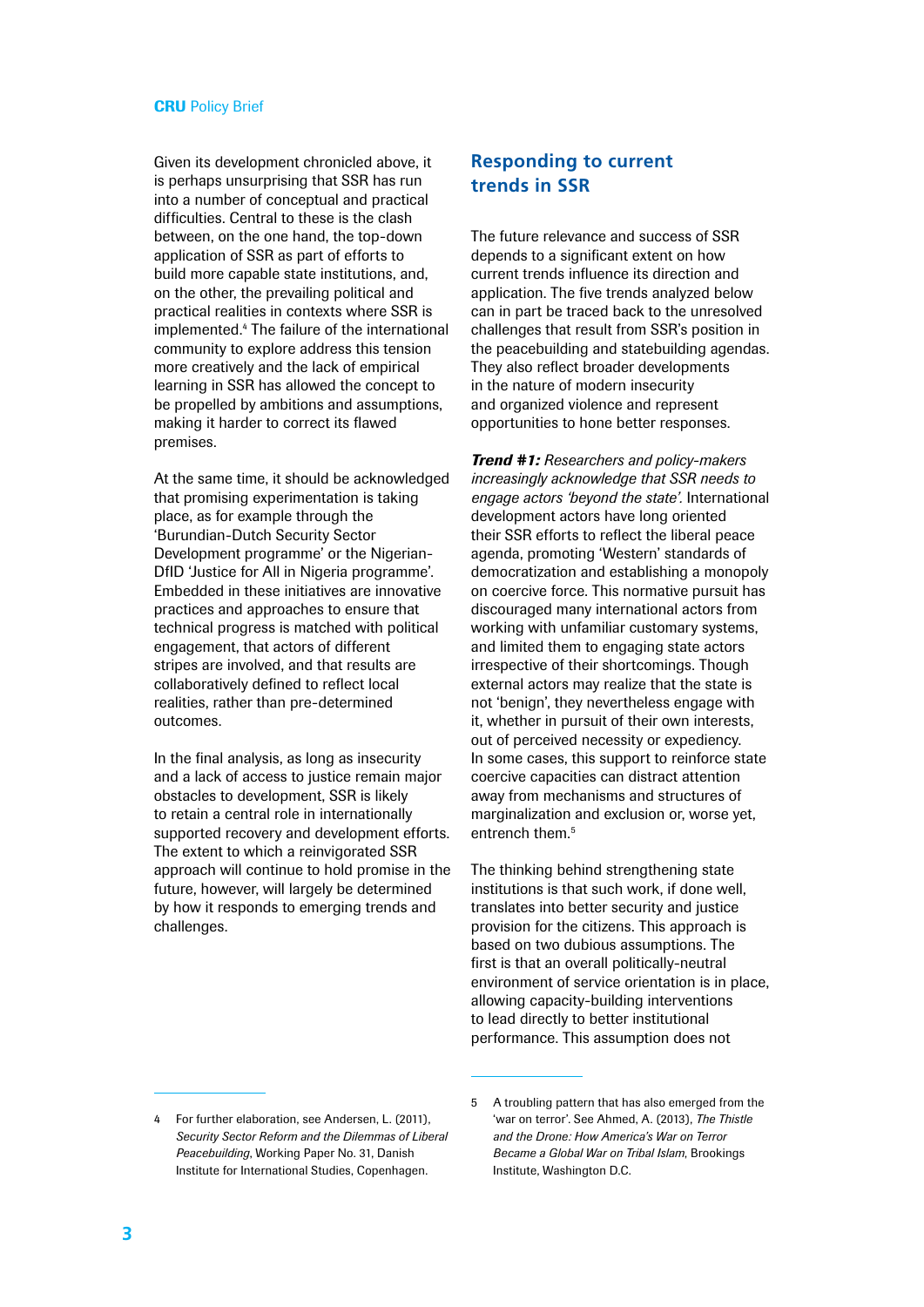Given its development chronicled above, it is perhaps unsurprising that SSR has run into a number of conceptual and practical difficulties. Central to these is the clash between, on the one hand, the top-down application of SSR as part of efforts to build more capable state institutions, and, on the other, the prevailing political and practical realities in contexts where SSR is implemented.[4] The failure of the international community to explore address this tension more creatively and the lack of empirical learning in SSR has allowed the concept to be propelled by ambitions and assumptions, making it harder to correct its flawed premises.

At the same time, it should be acknowledged that promising experimentation is taking place, as for example through the 'Burundian-Dutch Security Sector Development programme' or the Nigerian-DfID 'Justice for All in Nigeria programme'. Embedded in these initiatives are innovative practices and approaches to ensure that technical progress is matched with political engagement, that actors of different stripes are involved, and that results are collaboratively defined to reflect local realities, rather than pre-determined outcomes.

In the final analysis, as long as insecurity and a lack of access to justice remain major obstacles to development, SSR is likely to retain a central role in internationally supported recovery and development efforts. The extent to which a reinvigorated SSR approach will continue to hold promise in the future, however, will largely be determined by how it responds to emerging trends and challenges.

## Responding to current trends in SSR

The future relevance and success of SSR depends to a significant extent on how current trends influence its direction and application. The five trends analyzed below can in part be traced back to the unresolved challenges that result from SSR's position in the peacebuilding and statebuilding agendas. They also reflect broader developments in the nature of modern insecurity and organized violence and represent opportunities to hone better responses.

***Trend #1:*** *Researchers and policy-makers increasingly acknowledge that SSR needs to engage actors 'beyond the state'.* International development actors have long oriented their SSR efforts to reflect the liberal peace agenda, promoting 'Western' standards of democratization and establishing a monopoly on coercive force. This normative pursuit has discouraged many international actors from working with unfamiliar customary systems, and limited them to engaging state actors irrespective of their shortcomings. Though external actors may realize that the state is not 'benign', they nevertheless engage with it, whether in pursuit of their own interests, out of perceived necessity or expediency. In some cases, this support to reinforce state coercive capacities can distract attention away from mechanisms and structures of marginalization and exclusion or, worse yet, entrench them.[5]

The thinking behind strengthening state institutions is that such work, if done well, translates into better security and justice provision for the citizens. This approach is based on two dubious assumptions. The first is that an overall politically-neutral environment of service orientation is in place, allowing capacity-building interventions to lead directly to better institutional performance. This assumption does not

4 For further elaboration, see Andersen, L. (2011), *Security Sector Reform and the Dilemmas of Liberal Peacebuilding*, Working Paper No. 31, Danish Institute for International Studies, Copenhagen.

5 A troubling pattern that has also emerged from the 'war on terror'. See Ahmed, A. (2013), *The Thistle and the Drone: How America's War on Terror Became a Global War on Tribal Islam*, Brookings Institute, Washington D.C.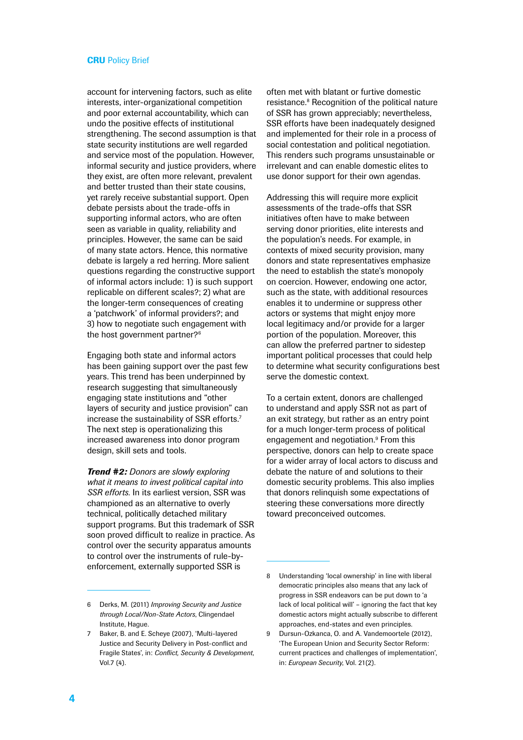account for intervening factors, such as elite interests, inter-organizational competition and poor external accountability, which can undo the positive effects of institutional strengthening. The second assumption is that state security institutions are well regarded and service most of the population. However, informal security and justice providers, where they exist, are often more relevant, prevalent and better trusted than their state cousins, yet rarely receive substantial support. Open debate persists about the trade-offs in supporting informal actors, who are often seen as variable in quality, reliability and principles. However, the same can be said of many state actors. Hence, this normative debate is largely a red herring. More salient questions regarding the constructive support of informal actors include: 1) is such support replicable on different scales?; 2) what are the longer-term consequences of creating a 'patchwork' of informal providers?; and 3) how to negotiate such engagement with the host government partner?[6]

Engaging both state and informal actors has been gaining support over the past few years. This trend has been underpinned by research suggesting that simultaneously engaging state institutions and "other layers of security and justice provision" can increase the sustainability of SSR efforts.[7] The next step is operationalizing this increased awareness into donor program design, skill sets and tools.

***Trend #2:*** *Donors are slowly exploring what it means to invest political capital into SSR efforts.* In its earliest version, SSR was championed as an alternative to overly technical, politically detached military support programs. But this trademark of SSR soon proved difficult to realize in practice. As control over the security apparatus amounts to control over the instruments of rule-by-enforcement, externally supported SSR is often met with blatant or furtive domestic resistance.[8] Recognition of the political nature of SSR has grown appreciably; nevertheless, SSR efforts have been inadequately designed and implemented for their role in a process of social contestation and political negotiation. This renders such programs unsustainable or irrelevant and can enable domestic elites to use donor support for their own agendas.

Addressing this will require more explicit assessments of the trade-offs that SSR initiatives often have to make between serving donor priorities, elite interests and the population's needs. For example, in contexts of mixed security provision, many donors and state representatives emphasize the need to establish the state's monopoly on coercion. However, endowing one actor, such as the state, with additional resources enables it to undermine or suppress other actors or systems that might enjoy more local legitimacy and/or provide for a larger portion of the population. Moreover, this can allow the preferred partner to sidestep important political processes that could help to determine what security configurations best serve the domestic context.

To a certain extent, donors are challenged to understand and apply SSR not as part of an exit strategy, but rather as an entry point for a much longer-term process of political engagement and negotiation.[9] From this perspective, donors can help to create space for a wider array of local actors to discuss and debate the nature of and solutions to their domestic security problems. This also implies that donors relinquish some expectations of steering these conversations more directly toward preconceived outcomes.

---

6. Derks, M. (2011) *Improving Security and Justice through Local/Non-State Actors*, Clingendael Institute, Hague.
7. Baker, B. and E. Scheye (2007), 'Multi-layered Justice and Security Delivery in Post-conflict and Fragile States', in: *Conflict, Security & Development*, Vol.7 (4).
8. Understanding 'local ownership' in line with liberal democratic principles also means that any lack of progress in SSR endeavors can be put down to 'a lack of local political will' – ignoring the fact that key domestic actors might actually subscribe to different approaches, end-states and even principles.
9. Dursun-Ozkanca, O. and A. Vandemoortele (2012), 'The European Union and Security Sector Reform: current practices and challenges of implementation', in: *European Security*, Vol. 21(2).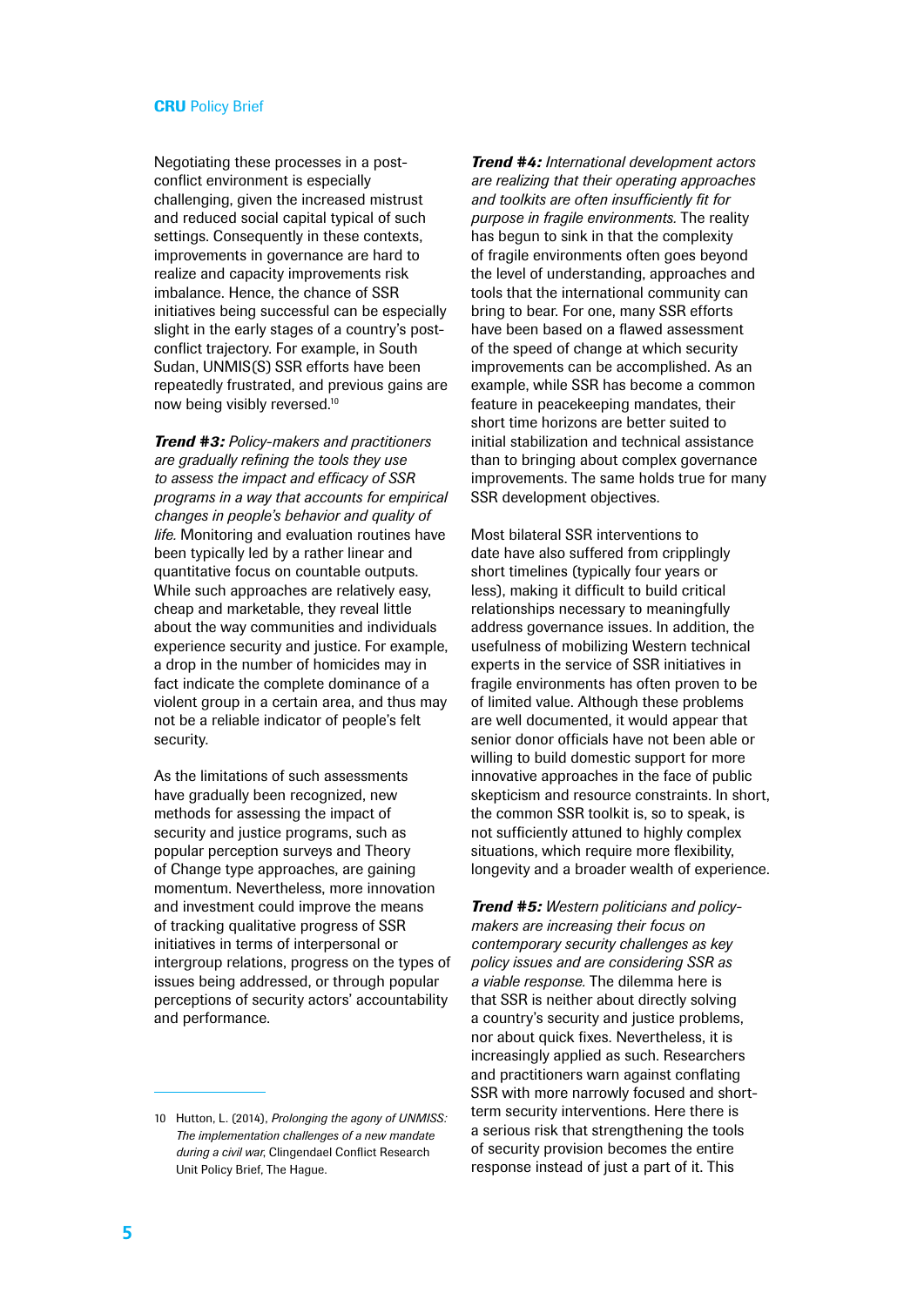Negotiating these processes in a post-conflict environment is especially challenging, given the increased mistrust and reduced social capital typical of such settings. Consequently in these contexts, improvements in governance are hard to realize and capacity improvements risk imbalance. Hence, the chance of SSR initiatives being successful can be especially slight in the early stages of a country's post-conflict trajectory. For example, in South Sudan, UNMIS(S) SSR efforts have been repeatedly frustrated, and previous gains are now being visibly reversed.[10]

***Trend #3:*** *Policy-makers and practitioners are gradually refining the tools they use to assess the impact and efficacy of SSR programs in a way that accounts for empirical changes in people's behavior and quality of life.* Monitoring and evaluation routines have been typically led by a rather linear and quantitative focus on countable outputs. While such approaches are relatively easy, cheap and marketable, they reveal little about the way communities and individuals experience security and justice. For example, a drop in the number of homicides may in fact indicate the complete dominance of a violent group in a certain area, and thus may not be a reliable indicator of people's felt security.

As the limitations of such assessments have gradually been recognized, new methods for assessing the impact of security and justice programs, such as popular perception surveys and Theory of Change type approaches, are gaining momentum. Nevertheless, more innovation and investment could improve the means of tracking qualitative progress of SSR initiatives in terms of interpersonal or intergroup relations, progress on the types of issues being addressed, or through popular perceptions of security actors' accountability and performance.

***Trend #4:*** *International development actors are realizing that their operating approaches and toolkits are often insufficiently fit for purpose in fragile environments.* The reality has begun to sink in that the complexity of fragile environments often goes beyond the level of understanding, approaches and tools that the international community can bring to bear. For one, many SSR efforts have been based on a flawed assessment of the speed of change at which security improvements can be accomplished. As an example, while SSR has become a common feature in peacekeeping mandates, their short time horizons are better suited to initial stabilization and technical assistance than to bringing about complex governance improvements. The same holds true for many SSR development objectives.

Most bilateral SSR interventions to date have also suffered from cripplingly short timelines (typically four years or less), making it difficult to build critical relationships necessary to meaningfully address governance issues. In addition, the usefulness of mobilizing Western technical experts in the service of SSR initiatives in fragile environments has often proven to be of limited value. Although these problems are well documented, it would appear that senior donor officials have not been able or willing to build domestic support for more innovative approaches in the face of public skepticism and resource constraints. In short, the common SSR toolkit is, so to speak, is not sufficiently attuned to highly complex situations, which require more flexibility, longevity and a broader wealth of experience.

***Trend #5:*** *Western politicians and policy-makers are increasing their focus on contemporary security challenges as key policy issues and are considering SSR as a viable response.* The dilemma here is that SSR is neither about directly solving a country's security and justice problems, nor about quick fixes. Nevertheless, it is increasingly applied as such. Researchers and practitioners warn against conflating SSR with more narrowly focused and short-term security interventions. Here there is a serious risk that strengthening the tools of security provision becomes the entire response instead of just a part of it. This

---

10 Hutton, L. (2014), *Prolonging the agony of UNMISS: The implementation challenges of a new mandate during a civil war*, Clingendael Conflict Research Unit Policy Brief, The Hague.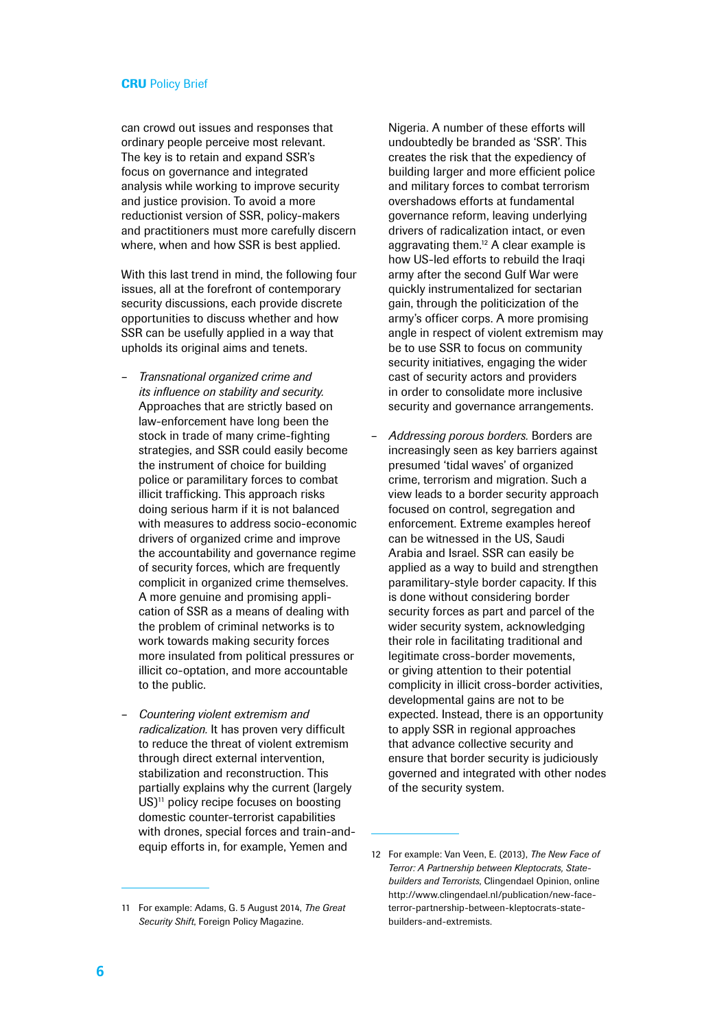can crowd out issues and responses that ordinary people perceive most relevant. The key is to retain and expand SSR's focus on governance and integrated analysis while working to improve security and justice provision. To avoid a more reductionist version of SSR, policy-makers and practitioners must more carefully discern where, when and how SSR is best applied.

With this last trend in mind, the following four issues, all at the forefront of contemporary security discussions, each provide discrete opportunities to discuss whether and how SSR can be usefully applied in a way that upholds its original aims and tenets.

- *Transnational organized crime and its influence on stability and security.* Approaches that are strictly based on law-enforcement have long been the stock in trade of many crime-fighting strategies, and SSR could easily become the instrument of choice for building police or paramilitary forces to combat illicit trafficking. This approach risks doing serious harm if it is not balanced with measures to address socio-economic drivers of organized crime and improve the accountability and governance regime of security forces, which are frequently complicit in organized crime themselves. A more genuine and promising application of SSR as a means of dealing with the problem of criminal networks is to work towards making security forces more insulated from political pressures or illicit co-optation, and more accountable to the public.

- *Countering violent extremism and radicalization.* It has proven very difficult to reduce the threat of violent extremism through direct external intervention, stabilization and reconstruction. This partially explains why the current (largely US)[11] policy recipe focuses on boosting domestic counter-terrorist capabilities with drones, special forces and train-and-equip efforts in, for example, Yemen and Nigeria. A number of these efforts will undoubtedly be branded as 'SSR'. This creates the risk that the expediency of building larger and more efficient police and military forces to combat terrorism overshadows efforts at fundamental governance reform, leaving underlying drivers of radicalization intact, or even aggravating them.[12] A clear example is how US-led efforts to rebuild the Iraqi army after the second Gulf War were quickly instrumentalized for sectarian gain, through the politicization of the army's officer corps. A more promising angle in respect of violent extremism may be to use SSR to focus on community security initiatives, engaging the wider cast of security actors and providers in order to consolidate more inclusive security and governance arrangements.

- *Addressing porous borders.* Borders are increasingly seen as key barriers against presumed 'tidal waves' of organized crime, terrorism and migration. Such a view leads to a border security approach focused on control, segregation and enforcement. Extreme examples hereof can be witnessed in the US, Saudi Arabia and Israel. SSR can easily be applied as a way to build and strengthen paramilitary-style border capacity. If this is done without considering border security forces as part and parcel of the wider security system, acknowledging their role in facilitating traditional and legitimate cross-border movements, or giving attention to their potential complicity in illicit cross-border activities, developmental gains are not to be expected. Instead, there is an opportunity to apply SSR in regional approaches that advance collective security and ensure that border security is judiciously governed and integrated with other nodes of the security system.

---

11 For example: Adams, G. 5 August 2014, *The Great Security Shift*, Foreign Policy Magazine.

12 For example: Van Veen, E. (2013), *The New Face of Terror: A Partnership between Kleptocrats, State-builders and Terrorists*, Clingendael Opinion, online http://www.clingendael.nl/publication/new-face-terror-partnership-between-kleptocrats-state-builders-and-extremists.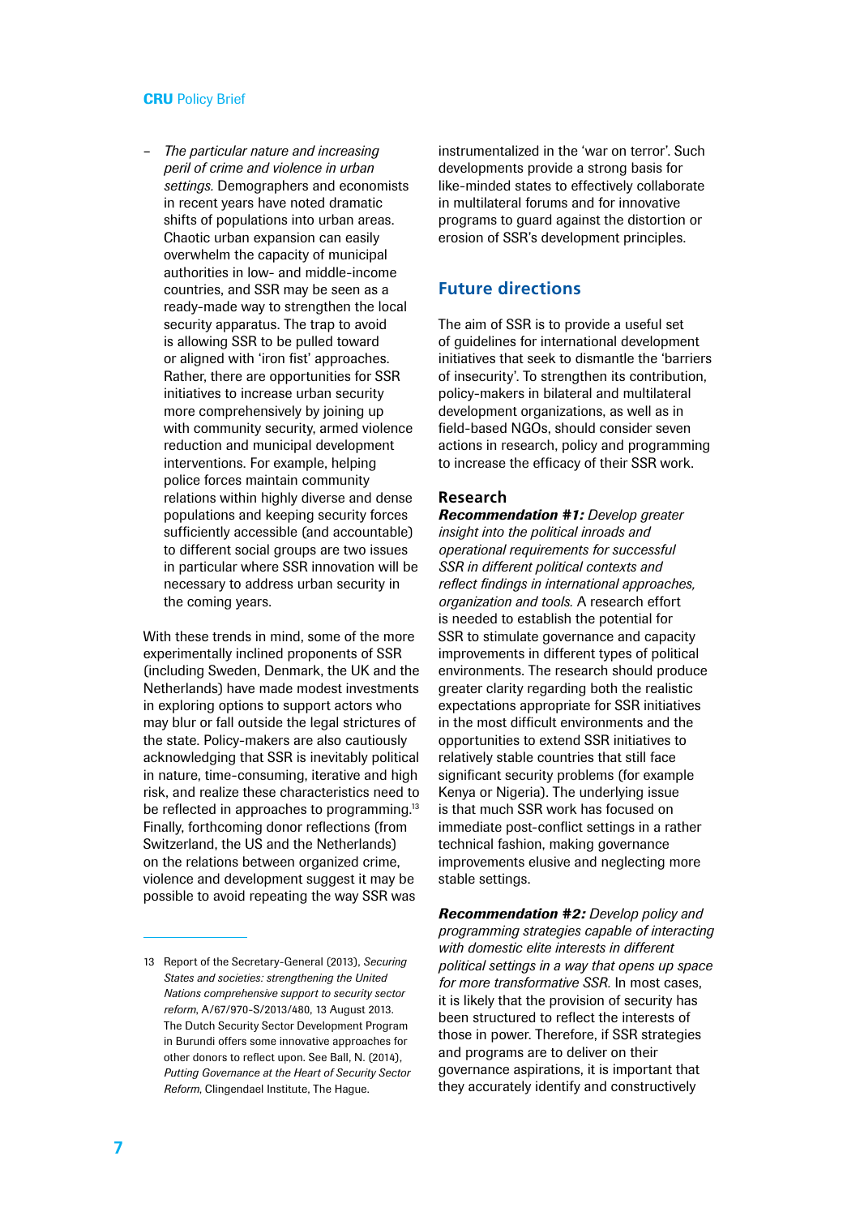– *The particular nature and increasing peril of crime and violence in urban settings.* Demographers and economists in recent years have noted dramatic shifts of populations into urban areas. Chaotic urban expansion can easily overwhelm the capacity of municipal authorities in low- and middle-income countries, and SSR may be seen as a ready-made way to strengthen the local security apparatus. The trap to avoid is allowing SSR to be pulled toward or aligned with 'iron fist' approaches. Rather, there are opportunities for SSR initiatives to increase urban security more comprehensively by joining up with community security, armed violence reduction and municipal development interventions. For example, helping police forces maintain community relations within highly diverse and dense populations and keeping security forces sufficiently accessible (and accountable) to different social groups are two issues in particular where SSR innovation will be necessary to address urban security in the coming years.

With these trends in mind, some of the more experimentally inclined proponents of SSR (including Sweden, Denmark, the UK and the Netherlands) have made modest investments in exploring options to support actors who may blur or fall outside the legal strictures of the state. Policy-makers are also cautiously acknowledging that SSR is inevitably political in nature, time-consuming, iterative and high risk, and realize these characteristics need to be reflected in approaches to programming.[13] Finally, forthcoming donor reflections (from Switzerland, the US and the Netherlands) on the relations between organized crime, violence and development suggest it may be possible to avoid repeating the way SSR was instrumentalized in the 'war on terror'. Such developments provide a strong basis for like-minded states to effectively collaborate in multilateral forums and for innovative programs to guard against the distortion or erosion of SSR's development principles.

## Future directions

The aim of SSR is to provide a useful set of guidelines for international development initiatives that seek to dismantle the 'barriers of insecurity'. To strengthen its contribution, policy-makers in bilateral and multilateral development organizations, as well as in field-based NGOs, should consider seven actions in research, policy and programming to increase the efficacy of their SSR work.

### Research

***Recommendation #1:*** *Develop greater insight into the political inroads and operational requirements for successful SSR in different political contexts and reflect findings in international approaches, organization and tools.* A research effort is needed to establish the potential for SSR to stimulate governance and capacity improvements in different types of political environments. The research should produce greater clarity regarding both the realistic expectations appropriate for SSR initiatives in the most difficult environments and the opportunities to extend SSR initiatives to relatively stable countries that still face significant security problems (for example Kenya or Nigeria). The underlying issue is that much SSR work has focused on immediate post-conflict settings in a rather technical fashion, making governance improvements elusive and neglecting more stable settings.

***Recommendation #2:*** *Develop policy and programming strategies capable of interacting with domestic elite interests in different political settings in a way that opens up space for more transformative SSR.* In most cases, it is likely that the provision of security has been structured to reflect the interests of those in power. Therefore, if SSR strategies and programs are to deliver on their governance aspirations, it is important that they accurately identify and constructively

---

13 Report of the Secretary-General (2013), *Securing States and societies: strengthening the United Nations comprehensive support to security sector reform*, A/67/970-S/2013/480, 13 August 2013. The Dutch Security Sector Development Program in Burundi offers some innovative approaches for other donors to reflect upon. See Ball, N. (2014), *Putting Governance at the Heart of Security Sector Reform*, Clingendael Institute, The Hague.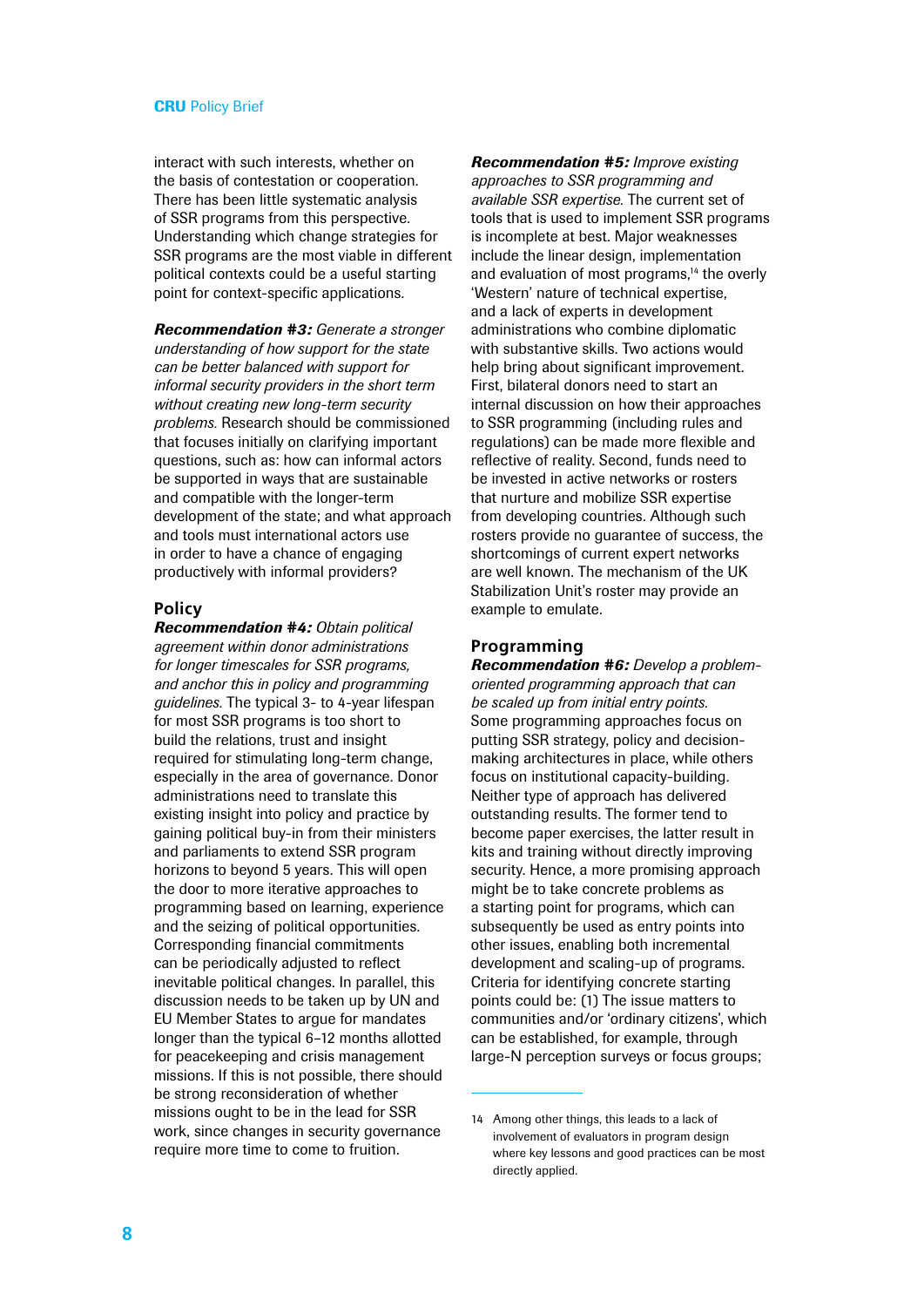interact with such interests, whether on the basis of contestation or cooperation. There has been little systematic analysis of SSR programs from this perspective. Understanding which change strategies for SSR programs are the most viable in different political contexts could be a useful starting point for context-specific applications.

***Recommendation #3:*** *Generate a stronger understanding of how support for the state can be better balanced with support for informal security providers in the short term without creating new long-term security problems.* Research should be commissioned that focuses initially on clarifying important questions, such as: how can informal actors be supported in ways that are sustainable and compatible with the longer-term development of the state; and what approach and tools must international actors use in order to have a chance of engaging productively with informal providers?

## Policy

***Recommendation #4:*** *Obtain political agreement within donor administrations for longer timescales for SSR programs, and anchor this in policy and programming guidelines.* The typical 3- to 4-year lifespan for most SSR programs is too short to build the relations, trust and insight required for stimulating long-term change, especially in the area of governance. Donor administrations need to translate this existing insight into policy and practice by gaining political buy-in from their ministers and parliaments to extend SSR program horizons to beyond 5 years. This will open the door to more iterative approaches to programming based on learning, experience and the seizing of political opportunities. Corresponding financial commitments can be periodically adjusted to reflect inevitable political changes. In parallel, this discussion needs to be taken up by UN and EU Member States to argue for mandates longer than the typical 6–12 months allotted for peacekeeping and crisis management missions. If this is not possible, there should be strong reconsideration of whether missions ought to be in the lead for SSR work, since changes in security governance require more time to come to fruition.

***Recommendation #5:*** *Improve existing approaches to SSR programming and available SSR expertise.* The current set of tools that is used to implement SSR programs is incomplete at best. Major weaknesses include the linear design, implementation and evaluation of most programs,[14] the overly 'Western' nature of technical expertise, and a lack of experts in development administrations who combine diplomatic with substantive skills. Two actions would help bring about significant improvement. First, bilateral donors need to start an internal discussion on how their approaches to SSR programming (including rules and regulations) can be made more flexible and reflective of reality. Second, funds need to be invested in active networks or rosters that nurture and mobilize SSR expertise from developing countries. Although such rosters provide no guarantee of success, the shortcomings of current expert networks are well known. The mechanism of the UK Stabilization Unit's roster may provide an example to emulate.

## Programming

***Recommendation #6:*** *Develop a problem-oriented programming approach that can be scaled up from initial entry points.* Some programming approaches focus on putting SSR strategy, policy and decision-making architectures in place, while others focus on institutional capacity-building. Neither type of approach has delivered outstanding results. The former tend to become paper exercises, the latter result in kits and training without directly improving security. Hence, a more promising approach might be to take concrete problems as a starting point for programs, which can subsequently be used as entry points into other issues, enabling both incremental development and scaling-up of programs. Criteria for identifying concrete starting points could be: (1) The issue matters to communities and/or 'ordinary citizens', which can be established, for example, through large-N perception surveys or focus groups;

---

14 Among other things, this leads to a lack of involvement of evaluators in program design where key lessons and good practices can be most directly applied.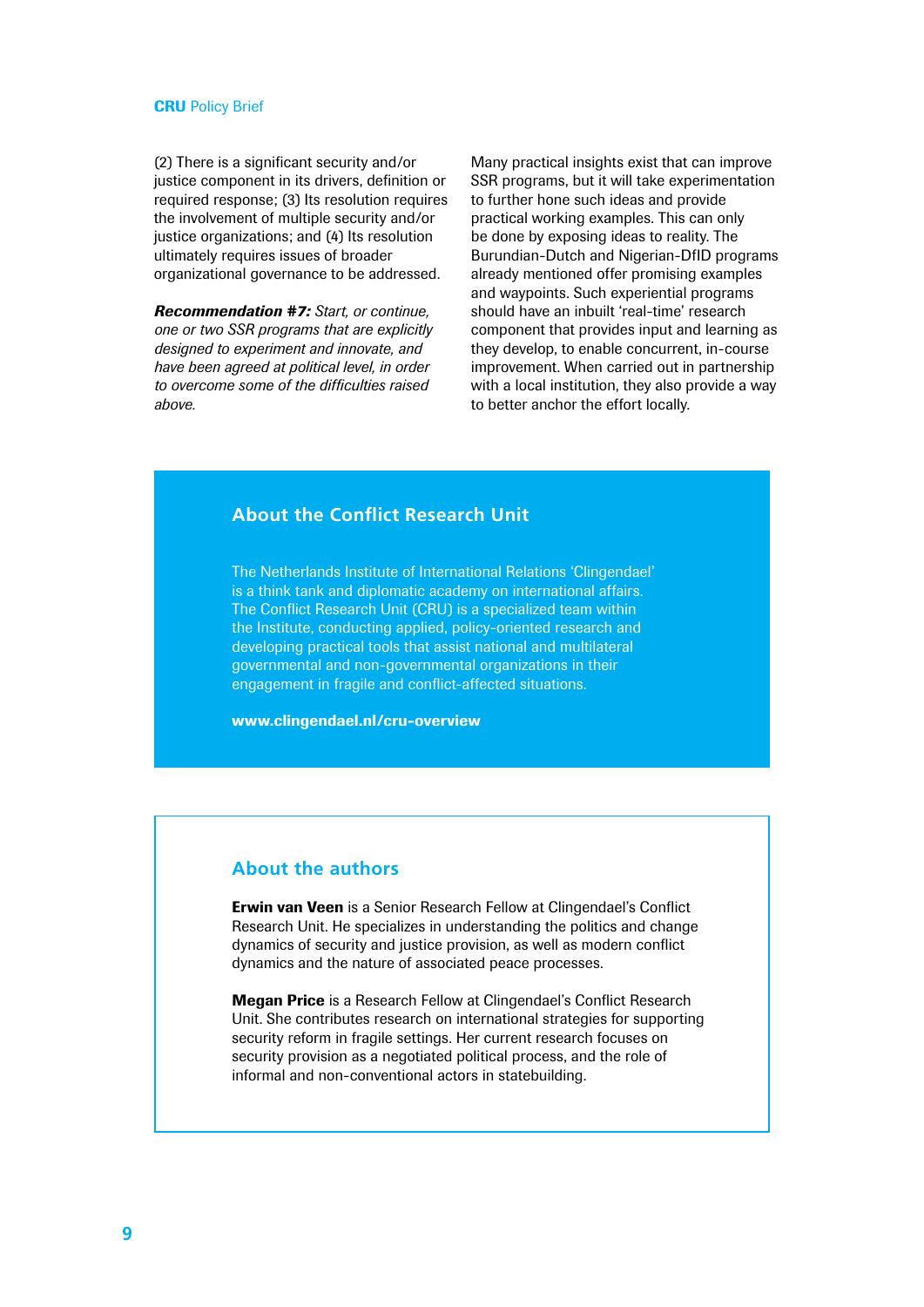(2) There is a significant security and/or justice component in its drivers, definition or required response; (3) Its resolution requires the involvement of multiple security and/or justice organizations; and (4) Its resolution ultimately requires issues of broader organizational governance to be addressed.

***Recommendation #7:*** *Start, or continue, one or two SSR programs that are explicitly designed to experiment and innovate, and have been agreed at political level, in order to overcome some of the difficulties raised above.*

Many practical insights exist that can improve SSR programs, but it will take experimentation to further hone such ideas and provide practical working examples. This can only be done by exposing ideas to reality. The Burundian-Dutch and Nigerian-DfID programs already mentioned offer promising examples and waypoints. Such experiential programs should have an inbuilt 'real-time' research component that provides input and learning as they develop, to enable concurrent, in-course improvement. When carried out in partnership with a local institution, they also provide a way to better anchor the effort locally.

## About the Conflict Research Unit

The Netherlands Institute of International Relations 'Clingendael' is a think tank and diplomatic academy on international affairs. The Conflict Research Unit (CRU) is a specialized team within the Institute, conducting applied, policy-oriented research and developing practical tools that assist national and multilateral governmental and non-governmental organizations in their engagement in fragile and conflict-affected situations.

**www.clingendael.nl/cru-overview**

## About the authors

**Erwin van Veen** is a Senior Research Fellow at Clingendael's Conflict Research Unit. He specializes in understanding the politics and change dynamics of security and justice provision, as well as modern conflict dynamics and the nature of associated peace processes.

**Megan Price** is a Research Fellow at Clingendael's Conflict Research Unit. She contributes research on international strategies for supporting security reform in fragile settings. Her current research focuses on security provision as a negotiated political process, and the role of informal and non-conventional actors in statebuilding.